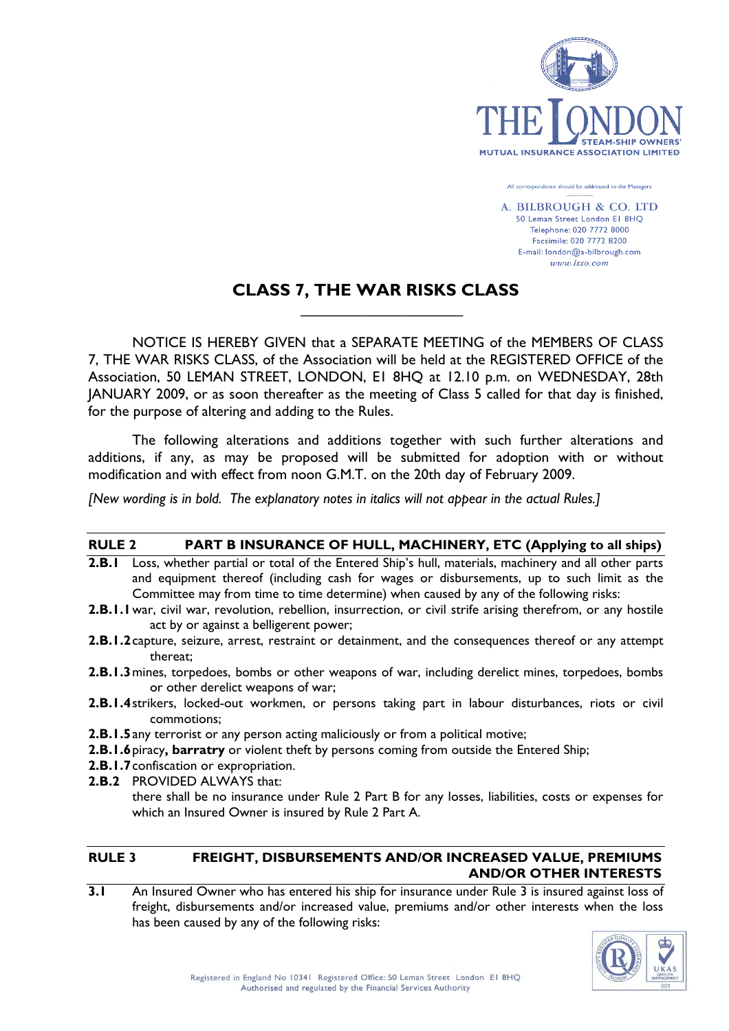THE LONDON STEAM-SHIP OWNERS' MUTUAL INSURANCE ASSOCIATION LIMITED

All correspondence should be addressed to the Managers

A. BILBROUGH & CO. LTD
50 Leman Street London E1 8HQ
Telephone: 020 7772 8000
Facsimile: 020 7772 8200
E-mail: london@a-bilbrough.com
*www.lsso.com*

# CLASS 7, THE WAR RISKS CLASS

NOTICE IS HEREBY GIVEN that a SEPARATE MEETING of the MEMBERS OF CLASS 7, THE WAR RISKS CLASS, of the Association will be held at the REGISTERED OFFICE of the Association, 50 LEMAN STREET, LONDON, E1 8HQ at 12.10 p.m. on WEDNESDAY, 28th JANUARY 2009, or as soon thereafter as the meeting of Class 5 called for that day is finished, for the purpose of altering and adding to the Rules.

The following alterations and additions together with such further alterations and additions, if any, as may be proposed will be submitted for adoption with or without modification and with effect from noon G.M.T. on the 20th day of February 2009.

*[New wording is in bold. The explanatory notes in italics will not appear in the actual Rules.]*

## RULE 2 PART B INSURANCE OF HULL, MACHINERY, ETC (Applying to all ships)

**2.B.1** Loss, whether partial or total of the Entered Ship's hull, materials, machinery and all other parts and equipment thereof (including cash for wages or disbursements, up to such limit as the Committee may from time to time determine) when caused by any of the following risks:

**2.B.1.1** war, civil war, revolution, rebellion, insurrection, or civil strife arising therefrom, or any hostile act by or against a belligerent power;

**2.B.1.2** capture, seizure, arrest, restraint or detainment, and the consequences thereof or any attempt thereat;

**2.B.1.3** mines, torpedoes, bombs or other weapons of war, including derelict mines, torpedoes, bombs or other derelict weapons of war;

**2.B.1.4** strikers, locked-out workmen, or persons taking part in labour disturbances, riots or civil commotions;

**2.B.1.5** any terrorist or any person acting maliciously or from a political motive;

**2.B.1.6** piracy**, barratry** or violent theft by persons coming from outside the Entered Ship;

**2.B.1.7** confiscation or expropriation.

**2.B.2** PROVIDED ALWAYS that:
there shall be no insurance under Rule 2 Part B for any losses, liabilities, costs or expenses for which an Insured Owner is insured by Rule 2 Part A.

## RULE 3 FREIGHT, DISBURSEMENTS AND/OR INCREASED VALUE, PREMIUMS AND/OR OTHER INTERESTS

**3.1** An Insured Owner who has entered his ship for insurance under Rule 3 is insured against loss of freight, disbursements and/or increased value, premiums and/or other interests when the loss has been caused by any of the following risks:

Registered in England No 10341 Registered Office: 50 Leman Street London E1 8HQ
Authorised and regulated by the Financial Services Authority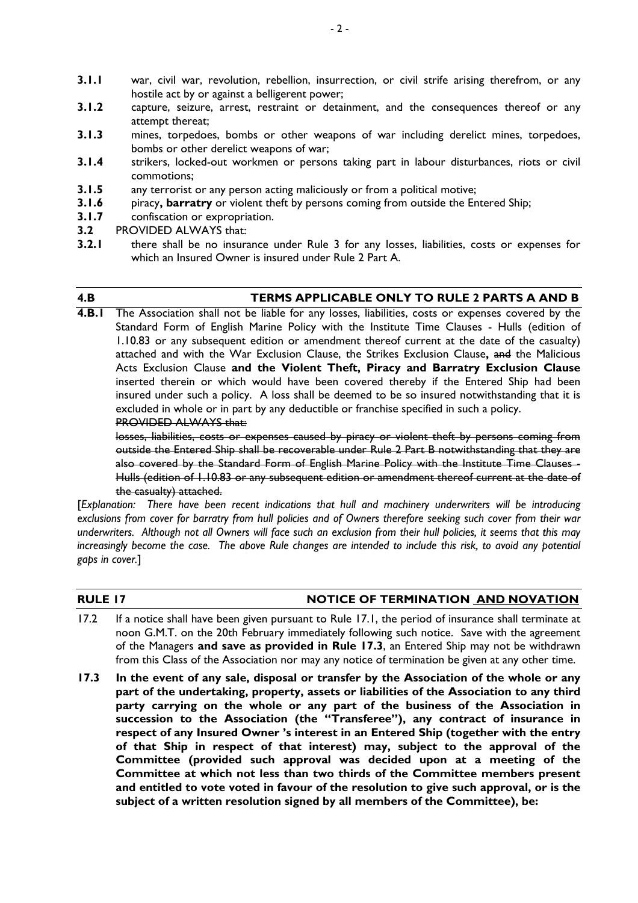**3.1.1** war, civil war, revolution, rebellion, insurrection, or civil strife arising therefrom, or any hostile act by or against a belligerent power;

**3.1.2** capture, seizure, arrest, restraint or detainment, and the consequences thereof or any attempt thereat;

**3.1.3** mines, torpedoes, bombs or other weapons of war including derelict mines, torpedoes, bombs or other derelict weapons of war;

**3.1.4** strikers, locked-out workmen or persons taking part in labour disturbances, riots or civil commotions;

**3.1.5** any terrorist or any person acting maliciously or from a political motive;

**3.1.6** piracy**, barratry** or violent theft by persons coming from outside the Entered Ship;

**3.1.7** confiscation or expropriation.

**3.2** PROVIDED ALWAYS that:

**3.2.1** there shall be no insurance under Rule 3 for any losses, liabilities, costs or expenses for which an Insured Owner is insured under Rule 2 Part A.

## 4.B TERMS APPLICABLE ONLY TO RULE 2 PARTS A AND B

**4.B.1** The Association shall not be liable for any losses, liabilities, costs or expenses covered by the Standard Form of English Marine Policy with the Institute Time Clauses - Hulls (edition of 1.10.83 or any subsequent edition or amendment thereof current at the date of the casualty) attached and with the War Exclusion Clause, the Strikes Exclusion Clause**,** ~~and~~ the Malicious Acts Exclusion Clause **and the Violent Theft, Piracy and Barratry Exclusion Clause** inserted therein or which would have been covered thereby if the Entered Ship had been insured under such a policy. A loss shall be deemed to be so insured notwithstanding that it is excluded in whole or in part by any deductible or franchise specified in such a policy.

~~PROVIDED ALWAYS that:~~

~~losses, liabilities, costs or expenses caused by piracy or violent theft by persons coming from outside the Entered Ship shall be recoverable under Rule 2 Part B notwithstanding that they are also covered by the Standard Form of English Marine Policy with the Institute Time Clauses - Hulls (edition of 1.10.83 or any subsequent edition or amendment thereof current at the date of the casualty) attached.~~

[*Explanation: There have been recent indications that hull and machinery underwriters will be introducing exclusions from cover for barratry from hull policies and of Owners therefore seeking such cover from their war underwriters. Although not all Owners will face such an exclusion from their hull policies, it seems that this may increasingly become the case. The above Rule changes are intended to include this risk, to avoid any potential gaps in cover.*]

## RULE 17 NOTICE OF TERMINATION <u>AND NOVATION</u>

17.2 If a notice shall have been given pursuant to Rule 17.1, the period of insurance shall terminate at noon G.M.T. on the 20th February immediately following such notice. Save with the agreement of the Managers **and save as provided in Rule 17.3**, an Entered Ship may not be withdrawn from this Class of the Association nor may any notice of termination be given at any other time.

**17.3 In the event of any sale, disposal or transfer by the Association of the whole or any part of the undertaking, property, assets or liabilities of the Association to any third party carrying on the whole or any part of the business of the Association in succession to the Association (the "Transferee"), any contract of insurance in respect of any Insured Owner 's interest in an Entered Ship (together with the entry of that Ship in respect of that interest) may, subject to the approval of the Committee (provided such approval was decided upon at a meeting of the Committee at which not less than two thirds of the Committee members present and entitled to vote voted in favour of the resolution to give such approval, or is the subject of a written resolution signed by all members of the Committee), be:**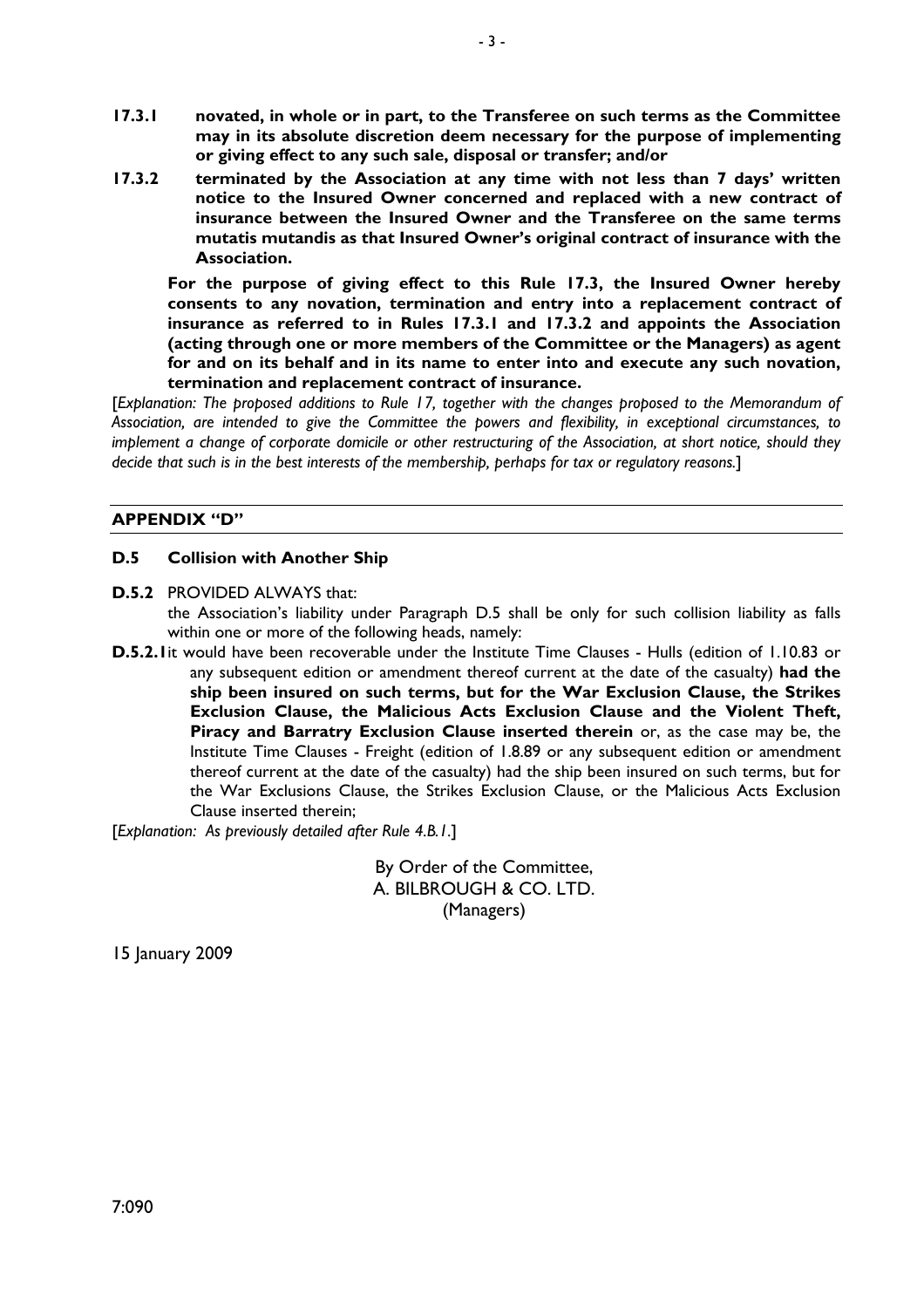**17.3.1 novated, in whole or in part, to the Transferee on such terms as the Committee may in its absolute discretion deem necessary for the purpose of implementing or giving effect to any such sale, disposal or transfer; and/or**

**17.3.2 terminated by the Association at any time with not less than 7 days' written notice to the Insured Owner concerned and replaced with a new contract of insurance between the Insured Owner and the Transferee on the same terms mutatis mutandis as that Insured Owner's original contract of insurance with the Association.**

**For the purpose of giving effect to this Rule 17.3, the Insured Owner hereby consents to any novation, termination and entry into a replacement contract of insurance as referred to in Rules 17.3.1 and 17.3.2 and appoints the Association (acting through one or more members of the Committee or the Managers) as agent for and on its behalf and in its name to enter into and execute any such novation, termination and replacement contract of insurance.**

[*Explanation: The proposed additions to Rule 17, together with the changes proposed to the Memorandum of Association, are intended to give the Committee the powers and flexibility, in exceptional circumstances, to implement a change of corporate domicile or other restructuring of the Association, at short notice, should they decide that such is in the best interests of the membership, perhaps for tax or regulatory reasons.*]

## APPENDIX "D"

### D.5 Collision with Another Ship

**D.5.2** PROVIDED ALWAYS that:

the Association's liability under Paragraph D.5 shall be only for such collision liability as falls within one or more of the following heads, namely:

**D.5.2.1** it would have been recoverable under the Institute Time Clauses - Hulls (edition of 1.10.83 or any subsequent edition or amendment thereof current at the date of the casualty) **had the ship been insured on such terms, but for the War Exclusion Clause, the Strikes Exclusion Clause, the Malicious Acts Exclusion Clause and the Violent Theft, Piracy and Barratry Exclusion Clause inserted therein** or, as the case may be, the Institute Time Clauses - Freight (edition of 1.8.89 or any subsequent edition or amendment thereof current at the date of the casualty) had the ship been insured on such terms, but for the War Exclusions Clause, the Strikes Exclusion Clause, or the Malicious Acts Exclusion Clause inserted therein;

[*Explanation: As previously detailed after Rule 4.B.1.*]

By Order of the Committee,
A. BILBROUGH & CO. LTD.
(Managers)

15 January 2009

7:090